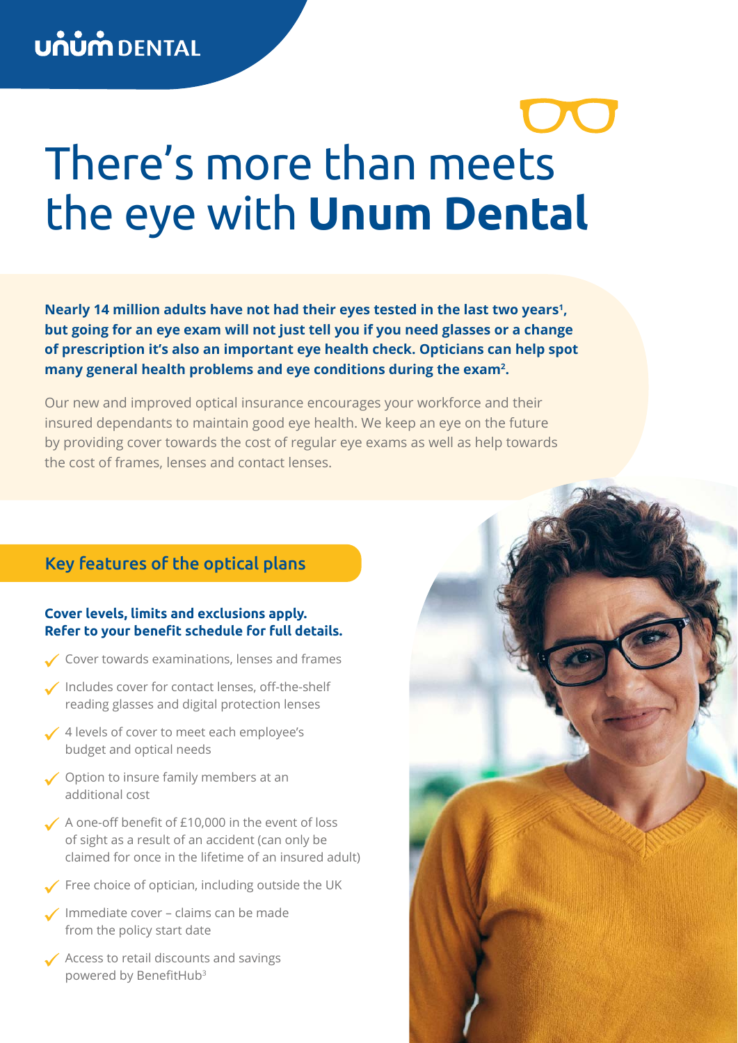UNUM DENTAL

# There's more than meets the eye with **Unum Dental**

**Nearly 14 million adults have not had their eyes tested in the last two years[1], but going for an eye exam will not just tell you if you need glasses or a change of prescription it's also an important eye health check. Opticians can help spot many general health problems and eye conditions during the exam[2].**

Our new and improved optical insurance encourages your workforce and their insured dependants to maintain good eye health. We keep an eye on the future by providing cover towards the cost of regular eye exams as well as help towards the cost of frames, lenses and contact lenses.

## Key features of the optical plans

**Cover levels, limits and exclusions apply.**
**Refer to your benefit schedule for full details.**

- Cover towards examinations, lenses and frames
- Includes cover for contact lenses, off-the-shelf reading glasses and digital protection lenses
- 4 levels of cover to meet each employee's budget and optical needs
- Option to insure family members at an additional cost
- A one-off benefit of £10,000 in the event of loss of sight as a result of an accident (can only be claimed for once in the lifetime of an insured adult)
- Free choice of optician, including outside the UK
- Immediate cover – claims can be made from the policy start date
- Access to retail discounts and savings powered by BenefitHub[3]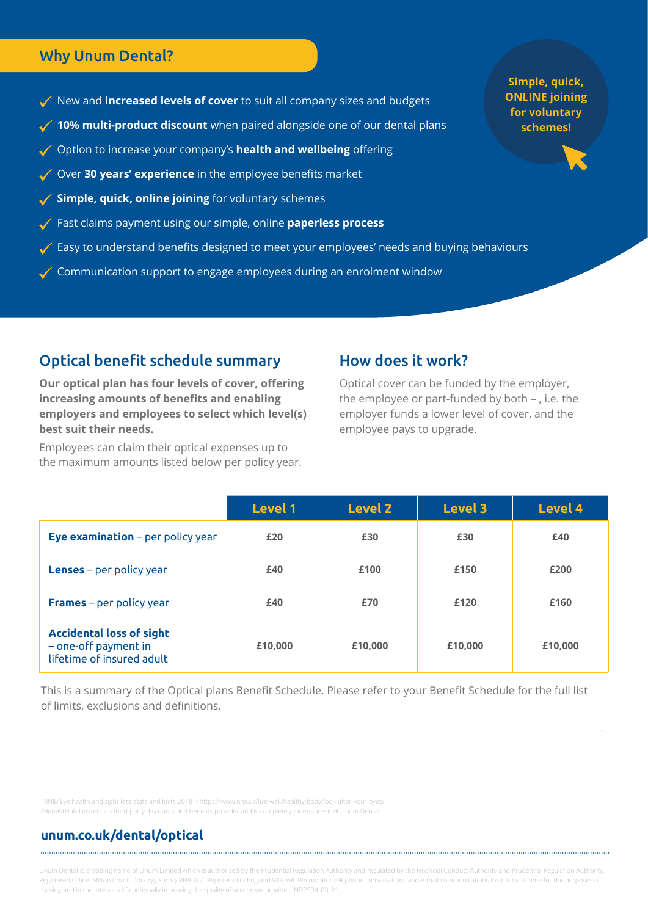## Why Unum Dental?

- New and **increased levels of cover** to suit all company sizes and budgets
- **10% multi-product discount** when paired alongside one of our dental plans
- Option to increase your company's **health and wellbeing** offering
- Over **30 years' experience** in the employee benefits market
- **Simple, quick, online joining** for voluntary schemes
- Fast claims payment using our simple, online **paperless process**
- Easy to understand benefits designed to meet your employees' needs and buying behaviours
- Communication support to engage employees during an enrolment window

**Simple, quick, ONLINE joining for voluntary schemes!**

## Optical benefit schedule summary

**Our optical plan has four levels of cover, offering increasing amounts of benefits and enabling employers and employees to select which level(s) best suit their needs.**

Employees can claim their optical expenses up to the maximum amounts listed below per policy year.

## How does it work?

Optical cover can be funded by the employer, the employee or part-funded by both – , i.e. the employer funds a lower level of cover, and the employee pays to upgrade.

| | Level 1 | Level 2 | Level 3 | Level 4 |
|---|---|---|---|---|
| **Eye examination** – per policy year | £20 | £30 | £30 | £40 |
| **Lenses** – per policy year | £40 | £100 | £150 | £200 |
| **Frames** – per policy year | £40 | £70 | £120 | £160 |
| **Accidental loss of sight** – one-off payment in lifetime of insured adult | £10,000 | £10,000 | £10,000 | £10,000 |

This is a summary of the Optical plans Benefit Schedule. Please refer to your Benefit Schedule for the full list of limits, exclusions and definitions.

[1] RNIB Eye health and sight loss stats and facts 2018 [2] https://www.nhs.uk/live-well/healthy-body/look-after-your-eyes/
[3] BenefitHub Limited is a third-party discounts and benefits provider and is completely independent of Unum Dental.

**unum.co.uk/dental/optical**

Unum Dental is a trading name of Unum Limited which is authorised by the Prudential Regulation Authority and regulated by the Financial Conduct Authority and Prudential Regulation Authority. Registered Office: Milton Court, Dorking, Surrey RH4 3LZ. Registered in England 983768. We monitor telephone conversations and e-mail communications from time to time for the purposes of training and in the interests of continually improving the quality of service we provide. NDP334_03_21